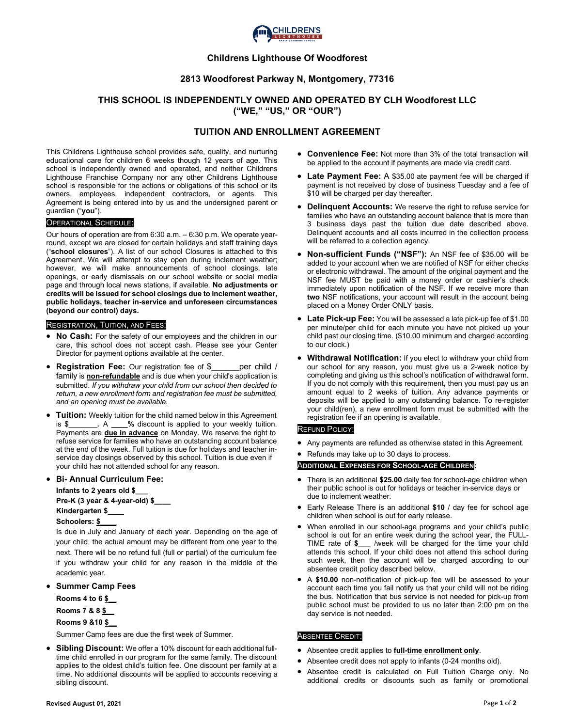## Childrens Lighthouse Of Woodforest

### 2813 Woodforest Parkway N, Montgomery, 77316

### THIS SCHOOL IS INDEPENDENTLY OWNED AND OPERATED BY CLH Woodforest LLC ("WE," "US," OR "OUR")

## TUITION AND ENROLLMENT AGREEMENT

This Childrens Lighthouse school provides safe, quality, and nurturing educational care for children 6 weeks though 12 years of age. This school is independently owned and operated, and neither Childrens Lighthouse Franchise Company nor any other Childrens Lighthouse school is responsible for the actions or obligations of this school or its owners, employees, independent contractors, or agents. This Agreement is being entered into by us and the undersigned parent or guardian ("**you**").

#### OPERATIONAL SCHEDULE:

Our hours of operation are from 6:30 a.m. – 6:30 p.m. We operate year-round, except we are closed for certain holidays and staff training days ("**school closures**"). A list of our school Closures is attached to this Agreement. We will attempt to stay open during inclement weather; however, we will make announcements of school closings, late openings, or early dismissals on our school website or social media page and through local news stations, if available. **No adjustments or credits will be issued for school closings due to inclement weather, public holidays, teacher in-service and unforeseen circumstances (beyond our control) days.**

#### REGISTRATION, TUITION, AND FEES:

- **No Cash:** For the safety of our employees and the children in our care, this school does not accept cash. Please see your Center Director for payment options available at the center.
- **Registration Fee:** Our registration fee of $______per child / family is **non-refundable** and is due when your child's application is submitted. *If you withdraw your child from our school then decided to return, a new enrollment form and registration fee must be submitted, and an opening must be available.*
- **Tuition:** Weekly tuition for the child named below in this Agreement is $_______. A ____% discount is applied to your weekly tuition. Payments are **due in advance** on Monday. We reserve the right to refuse service for families who have an outstanding account balance at the end of the week. Full tuition is due for holidays and teacher in-service day closings observed by this school. Tuition is due even if your child has not attended school for any reason.
- **Bi- Annual Curriculum Fee:**

  **Infants to 2 years old $___**

  **Pre-K (3 year & 4-year-old) $____**

  **Kindergarten $____**

  **Schoolers: $____**

  Is due in July and January of each year. Depending on the age of your child, the actual amount may be different from one year to the next. There will be no refund full (full or partial) of the curriculum fee if you withdraw your child for any reason in the middle of the academic year.
- **Summer Camp Fees**

  **Rooms 4 to 6 $__**

  **Rooms 7 & 8 $__**

  **Rooms 9 &10 $__**

  Summer Camp fees are due the first week of Summer.
- **Sibling Discount:** We offer a 10% discount for each additional full-time child enrolled in our program for the same family. The discount applies to the oldest child's tuition fee. One discount per family at a time. No additional discounts will be applied to accounts receiving a sibling discount.
- **Convenience Fee:** Not more than 3% of the total transaction will be applied to the account if payments are made via credit card.
- **Late Payment Fee:** A $35.00 ate payment fee will be charged if payment is not received by close of business Tuesday and a fee of $10 will be charged per day thereafter.
- **Delinquent Accounts:** We reserve the right to refuse service for families who have an outstanding account balance that is more than 3 business days past the tuition due date described above. Delinquent accounts and all costs incurred in the collection process will be referred to a collection agency.
- **Non-sufficient Funds ("NSF"):** An NSF fee of $35.00 will be added to your account when we are notified of NSF for either checks or electronic withdrawal. The amount of the original payment and the NSF fee MUST be paid with a money order or cashier's check immediately upon notification of the NSF. If we receive more than **two** NSF notifications, your account will result in the account being placed on a Money Order ONLY basis.
- **Late Pick-up Fee:** You will be assessed a late pick-up fee of $1.00 per minute/per child for each minute you have not picked up your child past our closing time. ($10.00 minimum and charged according to our clock.)
- **Withdrawal Notification:** If you elect to withdraw your child from our school for any reason, you must give us a 2-week notice by completing and giving us this school's notification of withdrawal form. If you do not comply with this requirement, then you must pay us an amount equal to 2 weeks of tuition. Any advance payments or deposits will be applied to any outstanding balance. To re-register your child(ren), a new enrollment form must be submitted with the registration fee if an opening is available.

#### REFUND POLICY:

- Any payments are refunded as otherwise stated in this Agreement.
- Refunds may take up to 30 days to process.

#### ADDITIONAL EXPENSES FOR SCHOOL-AGE CHILDREN:

- There is an additional **$25.00** daily fee for school-age children when their public school is out for holidays or teacher in-service days or due to inclement weather.
- Early Release There is an additional **$10** / day fee for school age children when school is out for early release.
- When enrolled in our school-age programs and your child's public school is out for an entire week during the school year, the FULL-TIME rate of **$___** /week will be charged for the time your child attends this school. If your child does not attend this school during such week, then the account will be charged according to our absentee credit policy described below.
- A **$10.00** non-notification of pick-up fee will be assessed to your account each time you fail notify us that your child will not be riding the bus. Notification that bus service is not needed for pick-up from public school must be provided to us no later than 2:00 pm on the day service is not needed.

#### ABSENTEE CREDIT:

- Absentee credit applies to **full-time enrollment only**.
- Absentee credit does not apply to infants (0-24 months old).
- Absentee credit is calculated on Full Tuition Charge only. No additional credits or discounts such as family or promotional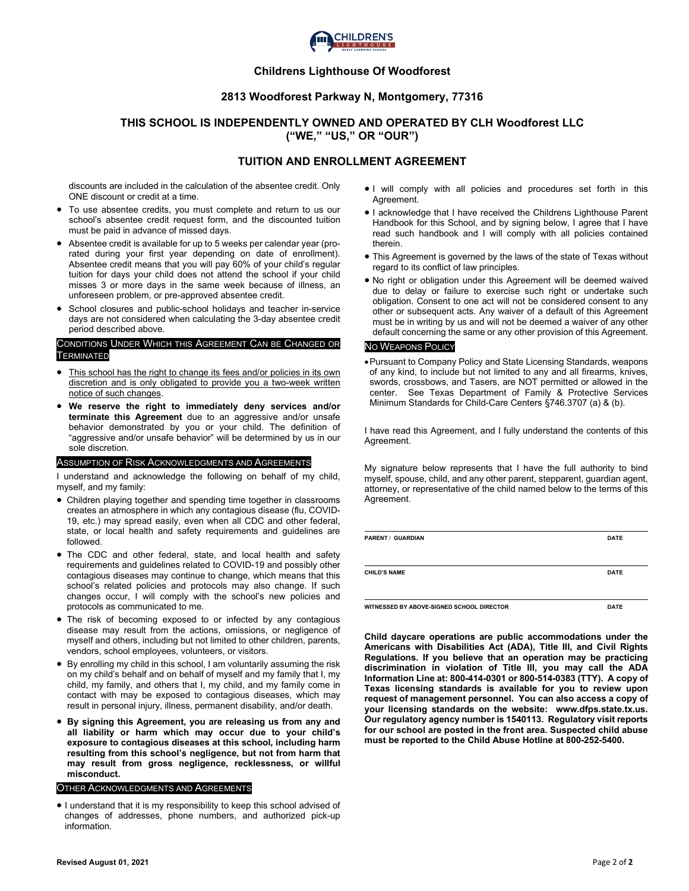**Childrens Lighthouse Of Woodforest**

**2813 Woodforest Parkway N, Montgomery, 77316**

**THIS SCHOOL IS INDEPENDENTLY OWNED AND OPERATED BY CLH Woodforest LLC ("WE," "US," OR "OUR")**

## TUITION AND ENROLLMENT AGREEMENT

discounts are included in the calculation of the absentee credit. Only ONE discount or credit at a time.

- To use absentee credits, you must complete and return to us our school's absentee credit request form, and the discounted tuition must be paid in advance of missed days.
- Absentee credit is available for up to 5 weeks per calendar year (pro-rated during your first year depending on date of enrollment). Absentee credit means that you will pay 60% of your child's regular tuition for days your child does not attend the school if your child misses 3 or more days in the same week because of illness, an unforeseen problem, or pre-approved absentee credit.
- School closures and public-school holidays and teacher in-service days are not considered when calculating the 3-day absentee credit period described above.

### CONDITIONS UNDER WHICH THIS AGREEMENT CAN BE CHANGED OR TERMINATED

- This school has the right to change its fees and/or policies in its own discretion and is only obligated to provide you a two-week written notice of such changes.
- **We reserve the right to immediately deny services and/or terminate this Agreement** due to an aggressive and/or unsafe behavior demonstrated by you or your child. The definition of "aggressive and/or unsafe behavior" will be determined by us in our sole discretion.

### ASSUMPTION OF RISK ACKNOWLEDGMENTS AND AGREEMENTS

I understand and acknowledge the following on behalf of my child, myself, and my family:

- Children playing together and spending time together in classrooms creates an atmosphere in which any contagious disease (flu, COVID-19, etc.) may spread easily, even when all CDC and other federal, state, or local health and safety requirements and guidelines are followed.
- The CDC and other federal, state, and local health and safety requirements and guidelines related to COVID-19 and possibly other contagious diseases may continue to change, which means that this school's related policies and protocols may also change. If such changes occur, I will comply with the school's new policies and protocols as communicated to me.
- The risk of becoming exposed to or infected by any contagious disease may result from the actions, omissions, or negligence of myself and others, including but not limited to other children, parents, vendors, school employees, volunteers, or visitors.
- By enrolling my child in this school, I am voluntarily assuming the risk on my child's behalf and on behalf of myself and my family that I, my child, my family, and others that I, my child, and my family come in contact with may be exposed to contagious diseases, which may result in personal injury, illness, permanent disability, and/or death.
- **By signing this Agreement, you are releasing us from any and all liability or harm which may occur due to your child's exposure to contagious diseases at this school, including harm resulting from this school's negligence, but not from harm that may result from gross negligence, recklessness, or willful misconduct.**

### OTHER ACKNOWLEDGMENTS AND AGREEMENTS

- I understand that it is my responsibility to keep this school advised of changes of addresses, phone numbers, and authorized pick-up information.
- I will comply with all policies and procedures set forth in this Agreement.
- I acknowledge that I have received the Childrens Lighthouse Parent Handbook for this School, and by signing below, I agree that I have read such handbook and I will comply with all policies contained therein.
- This Agreement is governed by the laws of the state of Texas without regard to its conflict of law principles.
- No right or obligation under this Agreement will be deemed waived due to delay or failure to exercise such right or undertake such obligation. Consent to one act will not be considered consent to any other or subsequent acts. Any waiver of a default of this Agreement must be in writing by us and will not be deemed a waiver of any other default concerning the same or any other provision of this Agreement.

### NO WEAPONS POLICY

- Pursuant to Company Policy and State Licensing Standards, weapons of any kind, to include but not limited to any and all firearms, knives, swords, crossbows, and Tasers, are NOT permitted or allowed in the center. See Texas Department of Family & Protective Services Minimum Standards for Child-Care Centers §746.3707 (a) & (b).

I have read this Agreement, and I fully understand the contents of this Agreement.

My signature below represents that I have the full authority to bind myself, spouse, child, and any other parent, stepparent, guardian agent, attorney, or representative of the child named below to the terms of this Agreement.

PARENT / GUARDIAN — DATE

CHILD'S NAME — DATE

WITNESSED BY ABOVE-SIGNED SCHOOL DIRECTOR — DATE

**Child daycare operations are public accommodations under the Americans with Disabilities Act (ADA), Title III, and Civil Rights Regulations. If you believe that an operation may be practicing discrimination in violation of Title III, you may call the ADA Information Line at: 800-414-0301 or 800-514-0383 (TTY). A copy of Texas licensing standards is available for you to review upon request of management personnel. You can also access a copy of your licensing standards on the website: www.dfps.state.tx.us. Our regulatory agency number is 1540113. Regulatory visit reports for our school are posted in the front area. Suspected child abuse must be reported to the Child Abuse Hotline at 800-252-5400.**

**Revised August 01, 2021**